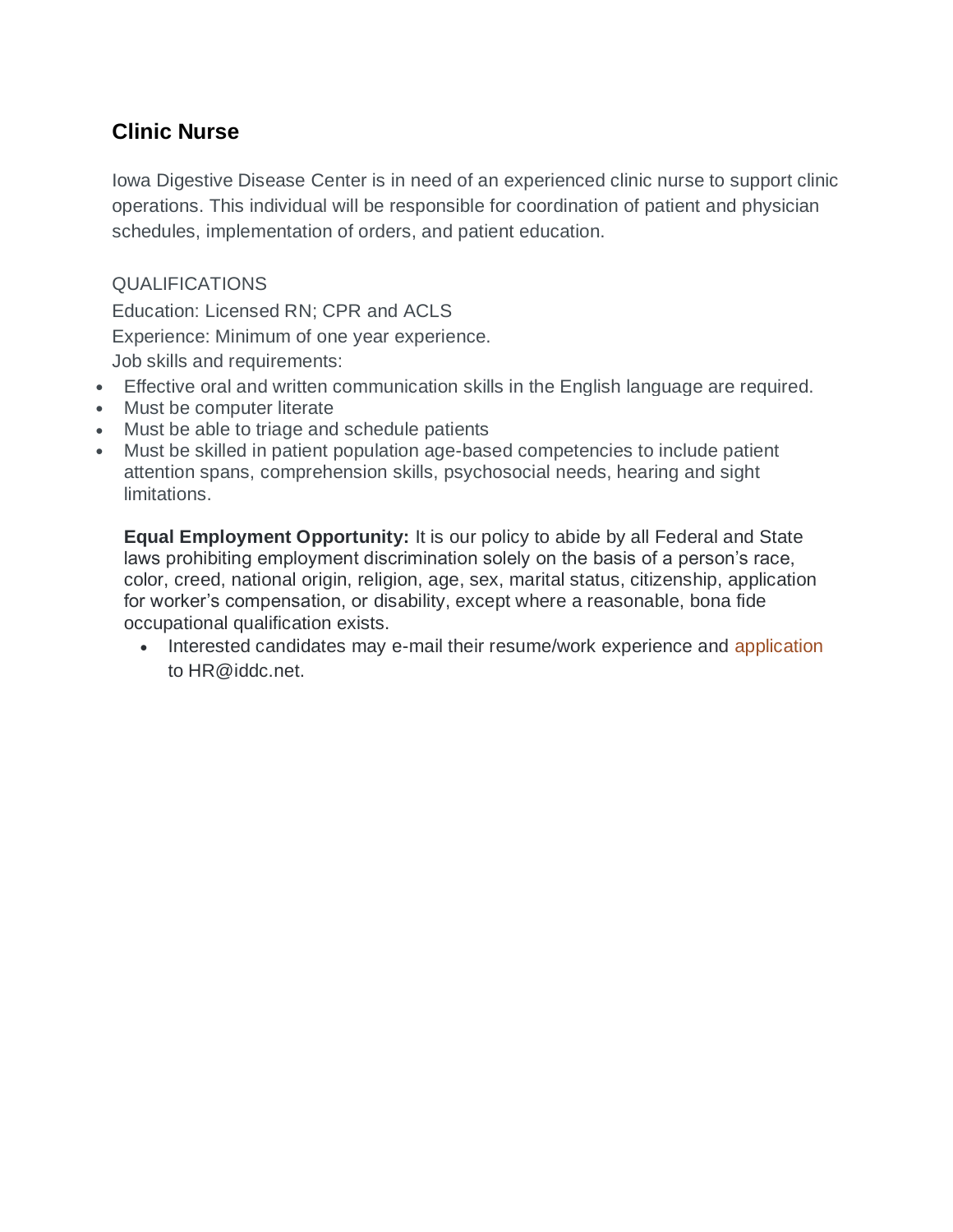## Clinic Nurse

Iowa Digestive Disease Center is in need of an experienced clinic nurse to support clinic operations. This individual will be responsible for coordination of patient and physician schedules, implementation of orders, and patient education.

QUALIFICATIONS

Education: Licensed RN; CPR and ACLS

Experience: Minimum of one year experience.

Job skills and requirements:

- Effective oral and written communication skills in the English language are required.
- Must be computer literate
- Must be able to triage and schedule patients
- Must be skilled in patient population age-based competencies to include patient attention spans, comprehension skills, psychosocial needs, hearing and sight limitations.

**Equal Employment Opportunity:** It is our policy to abide by all Federal and State laws prohibiting employment discrimination solely on the basis of a person's race, color, creed, national origin, religion, age, sex, marital status, citizenship, application for worker's compensation, or disability, except where a reasonable, bona fide occupational qualification exists.

- Interested candidates may e-mail their resume/work experience and application to HR@iddc.net.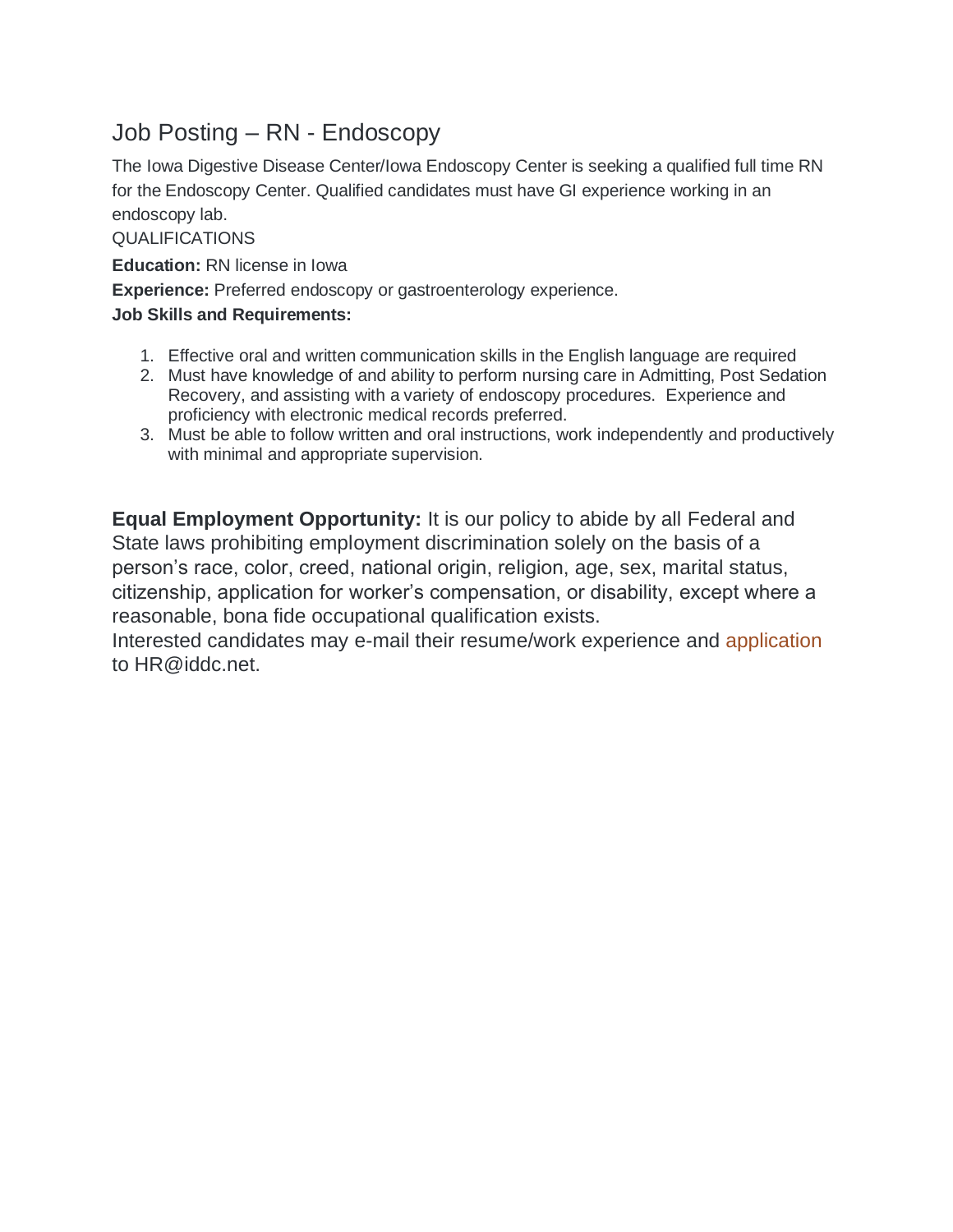# Job Posting – RN - Endoscopy

The Iowa Digestive Disease Center/Iowa Endoscopy Center is seeking a qualified full time RN for the Endoscopy Center. Qualified candidates must have GI experience working in an endoscopy lab.

QUALIFICATIONS

**Education:** RN license in Iowa

**Experience:** Preferred endoscopy or gastroenterology experience.

**Job Skills and Requirements:**

1. Effective oral and written communication skills in the English language are required
2. Must have knowledge of and ability to perform nursing care in Admitting, Post Sedation Recovery, and assisting with a variety of endoscopy procedures. Experience and proficiency with electronic medical records preferred.
3. Must be able to follow written and oral instructions, work independently and productively with minimal and appropriate supervision.

**Equal Employment Opportunity:** It is our policy to abide by all Federal and State laws prohibiting employment discrimination solely on the basis of a person's race, color, creed, national origin, religion, age, sex, marital status, citizenship, application for worker's compensation, or disability, except where a reasonable, bona fide occupational qualification exists.

Interested candidates may e-mail their resume/work experience and application to HR@iddc.net.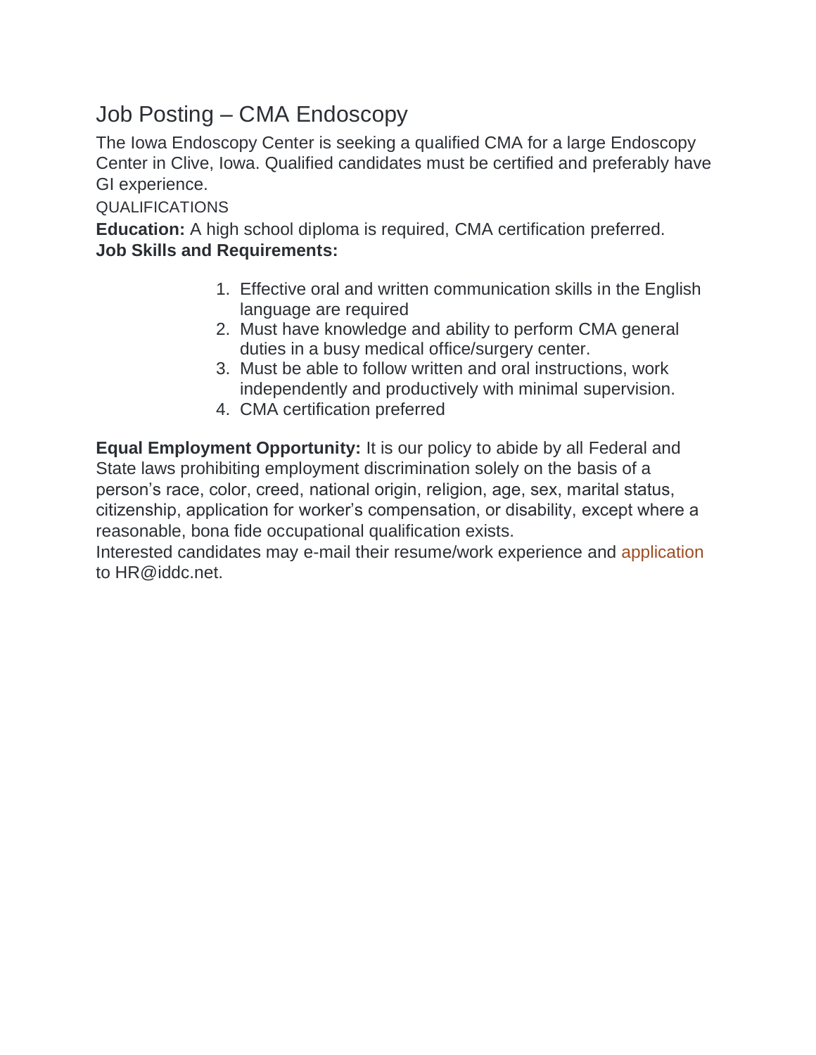# Job Posting – CMA Endoscopy

The Iowa Endoscopy Center is seeking a qualified CMA for a large Endoscopy Center in Clive, Iowa. Qualified candidates must be certified and preferably have GI experience.

QUALIFICATIONS

**Education:** A high school diploma is required, CMA certification preferred.

**Job Skills and Requirements:**

1. Effective oral and written communication skills in the English language are required
2. Must have knowledge and ability to perform CMA general duties in a busy medical office/surgery center.
3. Must be able to follow written and oral instructions, work independently and productively with minimal supervision.
4. CMA certification preferred

**Equal Employment Opportunity:** It is our policy to abide by all Federal and State laws prohibiting employment discrimination solely on the basis of a person's race, color, creed, national origin, religion, age, sex, marital status, citizenship, application for worker's compensation, or disability, except where a reasonable, bona fide occupational qualification exists.

Interested candidates may e-mail their resume/work experience and application to HR@iddc.net.